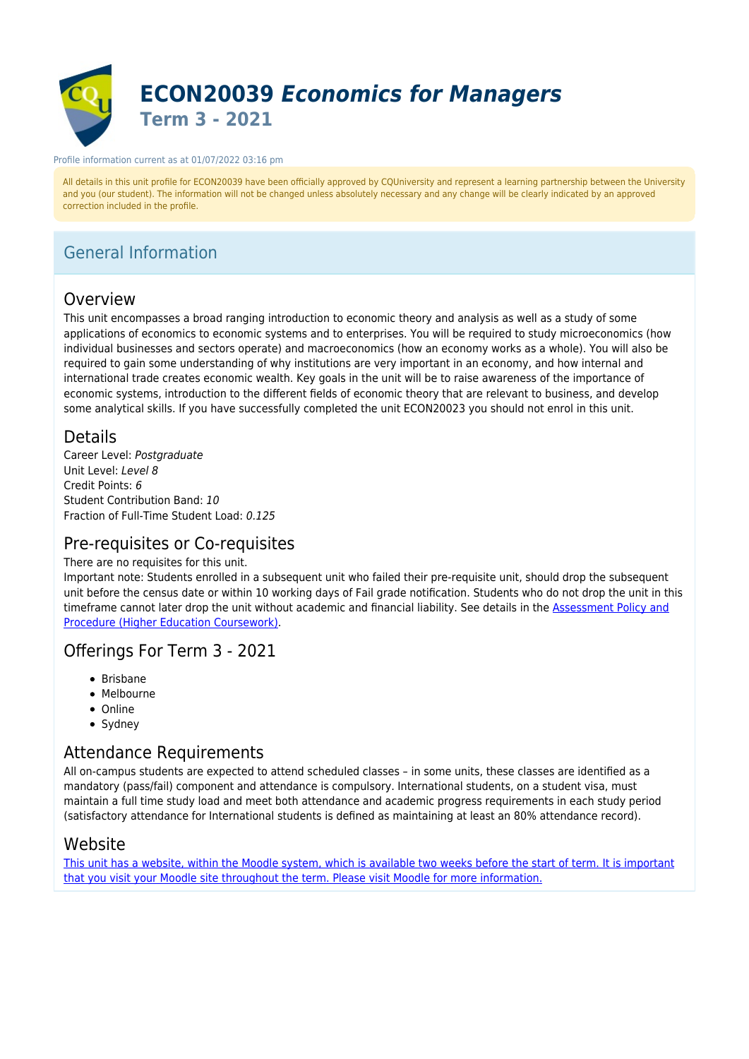# ECON20039 *Economics for Managers*

## Term 3 - 2021

Profile information current as at 01/07/2022 03:16 pm

All details in this unit profile for ECON20039 have been officially approved by CQUniversity and represent a learning partnership between the University and you (our student). The information will not be changed unless absolutely necessary and any change will be clearly indicated by an approved correction included in the profile.

## General Information

### Overview

This unit encompasses a broad ranging introduction to economic theory and analysis as well as a study of some applications of economics to economic systems and to enterprises. You will be required to study microeconomics (how individual businesses and sectors operate) and macroeconomics (how an economy works as a whole). You will also be required to gain some understanding of why institutions are very important in an economy, and how internal and international trade creates economic wealth. Key goals in the unit will be to raise awareness of the importance of economic systems, introduction to the different fields of economic theory that are relevant to business, and develop some analytical skills. If you have successfully completed the unit ECON20023 you should not enrol in this unit.

### Details

Career Level: *Postgraduate*
Unit Level: *Level 8*
Credit Points: *6*
Student Contribution Band: *10*
Fraction of Full-Time Student Load: *0.125*

### Pre-requisites or Co-requisites

There are no requisites for this unit.
Important note: Students enrolled in a subsequent unit who failed their pre-requisite unit, should drop the subsequent unit before the census date or within 10 working days of Fail grade notification. Students who do not drop the unit in this timeframe cannot later drop the unit without academic and financial liability. See details in the [Assessment Policy and Procedure (Higher Education Coursework)](#).

### Offerings For Term 3 - 2021

- Brisbane
- Melbourne
- Online
- Sydney

### Attendance Requirements

All on-campus students are expected to attend scheduled classes – in some units, these classes are identified as a mandatory (pass/fail) component and attendance is compulsory. International students, on a student visa, must maintain a full time study load and meet both attendance and academic progress requirements in each study period (satisfactory attendance for International students is defined as maintaining at least an 80% attendance record).

### Website

[This unit has a website, within the Moodle system, which is available two weeks before the start of term. It is important that you visit your Moodle site throughout the term. Please visit Moodle for more information.](#)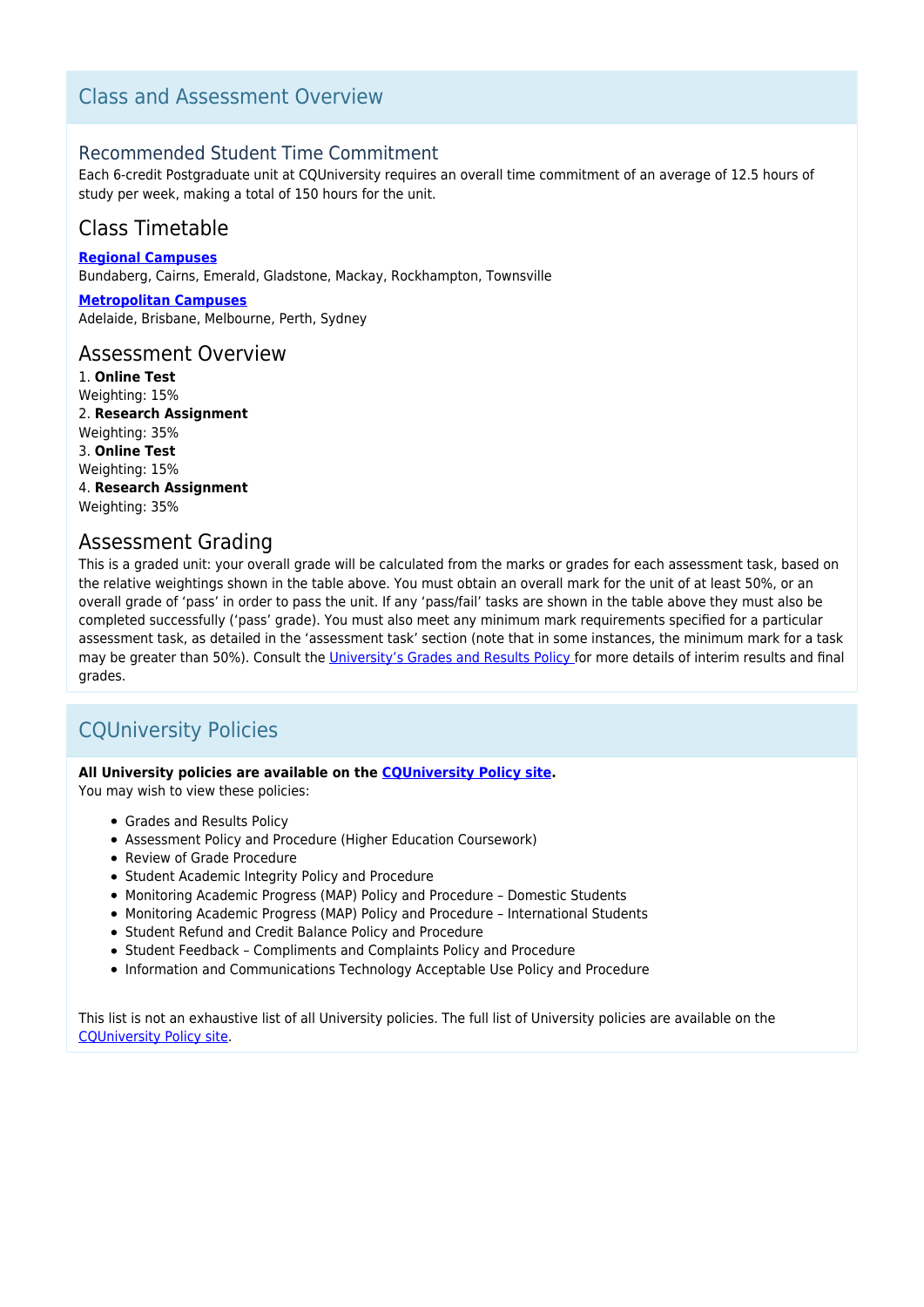## Class and Assessment Overview

### Recommended Student Time Commitment

Each 6-credit Postgraduate unit at CQUniversity requires an overall time commitment of an average of 12.5 hours of study per week, making a total of 150 hours for the unit.

### Class Timetable

**Regional Campuses**
Bundaberg, Cairns, Emerald, Gladstone, Mackay, Rockhampton, Townsville

**Metropolitan Campuses**
Adelaide, Brisbane, Melbourne, Perth, Sydney

### Assessment Overview

1. **Online Test**
Weighting: 15%
2. **Research Assignment**
Weighting: 35%
3. **Online Test**
Weighting: 15%
4. **Research Assignment**
Weighting: 35%

### Assessment Grading

This is a graded unit: your overall grade will be calculated from the marks or grades for each assessment task, based on the relative weightings shown in the table above. You must obtain an overall mark for the unit of at least 50%, or an overall grade of 'pass' in order to pass the unit. If any 'pass/fail' tasks are shown in the table above they must also be completed successfully ('pass' grade). You must also meet any minimum mark requirements specified for a particular assessment task, as detailed in the 'assessment task' section (note that in some instances, the minimum mark for a task may be greater than 50%). Consult the University's Grades and Results Policy for more details of interim results and final grades.

## CQUniversity Policies

**All University policies are available on the CQUniversity Policy site.**
You may wish to view these policies:

- Grades and Results Policy
- Assessment Policy and Procedure (Higher Education Coursework)
- Review of Grade Procedure
- Student Academic Integrity Policy and Procedure
- Monitoring Academic Progress (MAP) Policy and Procedure – Domestic Students
- Monitoring Academic Progress (MAP) Policy and Procedure – International Students
- Student Refund and Credit Balance Policy and Procedure
- Student Feedback – Compliments and Complaints Policy and Procedure
- Information and Communications Technology Acceptable Use Policy and Procedure

This list is not an exhaustive list of all University policies. The full list of University policies are available on the CQUniversity Policy site.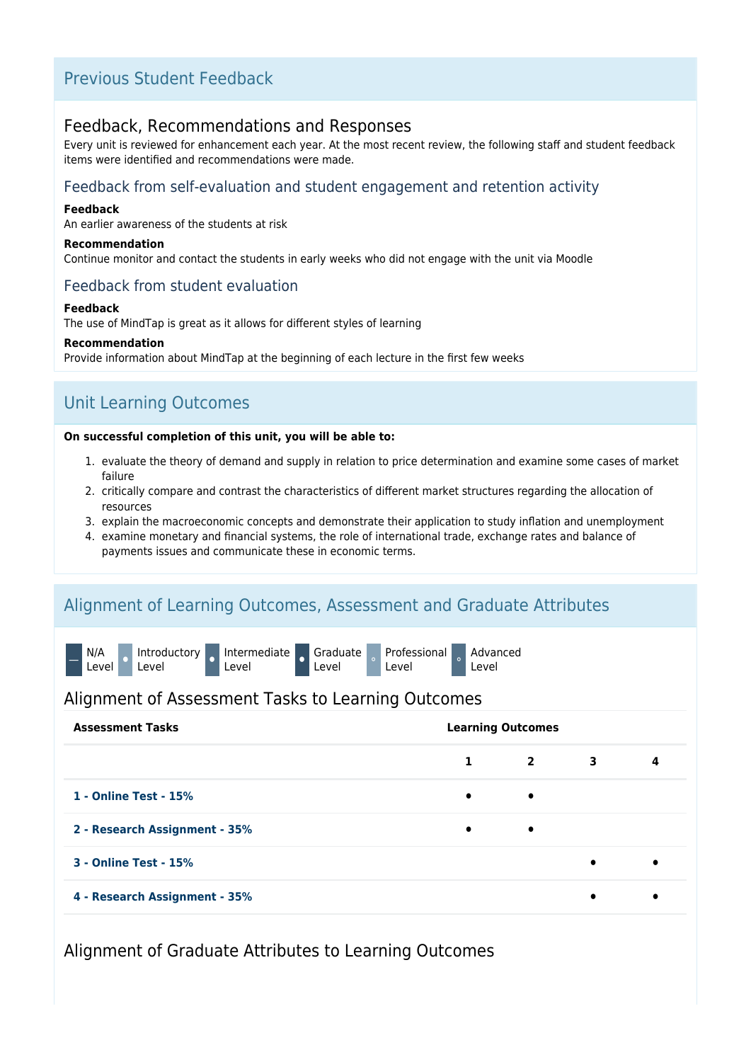## Previous Student Feedback

### Feedback, Recommendations and Responses

Every unit is reviewed for enhancement each year. At the most recent review, the following staff and student feedback items were identified and recommendations were made.

#### Feedback from self-evaluation and student engagement and retention activity

**Feedback**

An earlier awareness of the students at risk

**Recommendation**

Continue monitor and contact the students in early weeks who did not engage with the unit via Moodle

#### Feedback from student evaluation

**Feedback**

The use of MindTap is great as it allows for different styles of learning

**Recommendation**

Provide information about MindTap at the beginning of each lecture in the first few weeks

## Unit Learning Outcomes

**On successful completion of this unit, you will be able to:**

1. evaluate the theory of demand and supply in relation to price determination and examine some cases of market failure
2. critically compare and contrast the characteristics of different market structures regarding the allocation of resources
3. explain the macroeconomic concepts and demonstrate their application to study inflation and unemployment
4. examine monetary and financial systems, the role of international trade, exchange rates and balance of payments issues and communicate these in economic terms.

## Alignment of Learning Outcomes, Assessment and Graduate Attributes

— N/A Level · Introductory Level · Intermediate Level · Graduate Level · Professional Level · Advanced Level

### Alignment of Assessment Tasks to Learning Outcomes

| Assessment Tasks | Learning Outcomes | | | |
|---|---|---|---|---|
| | 1 | 2 | 3 | 4 |
| **1 - Online Test - 15%** | • | • | | |
| **2 - Research Assignment - 35%** | • | • | | |
| **3 - Online Test - 15%** | | | • | • |
| **4 - Research Assignment - 35%** | | | • | • |

### Alignment of Graduate Attributes to Learning Outcomes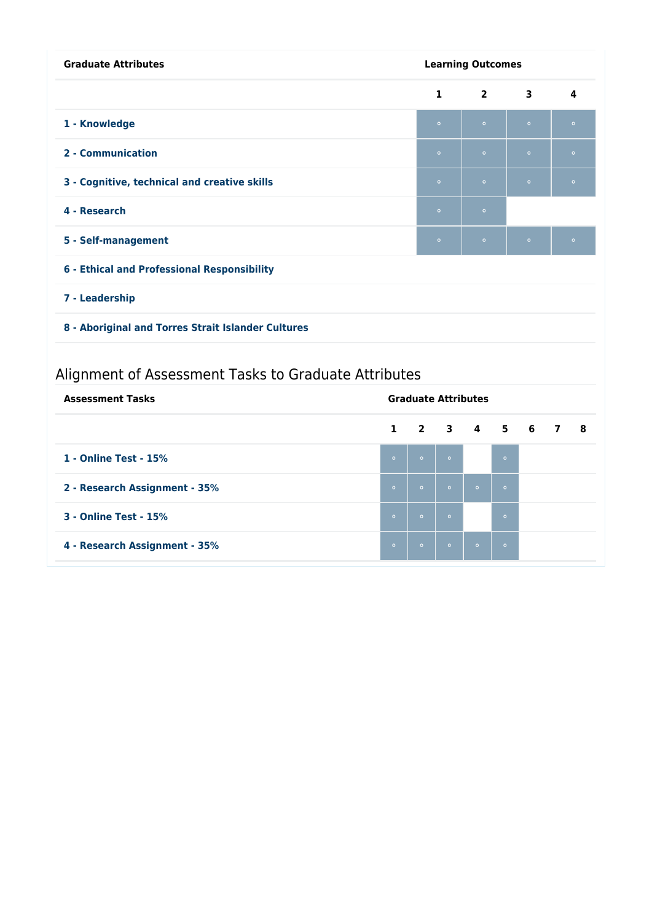| Graduate Attributes | Learning Outcomes | | | |
|---|---|---|---|---|
| | 1 | 2 | 3 | 4 |
| 1 - Knowledge | ∘ | ∘ | ∘ | ∘ |
| 2 - Communication | ∘ | ∘ | ∘ | ∘ |
| 3 - Cognitive, technical and creative skills | ∘ | ∘ | ∘ | ∘ |
| 4 - Research | ∘ | ∘ | | |
| 5 - Self-management | ∘ | ∘ | ∘ | ∘ |
| 6 - Ethical and Professional Responsibility | | | | |
| 7 - Leadership | | | | |
| 8 - Aboriginal and Torres Strait Islander Cultures | | | | |

## Alignment of Assessment Tasks to Graduate Attributes

| Assessment Tasks | Graduate Attributes | | | | | | | |
|---|---|---|---|---|---|---|---|---|
| | 1 | 2 | 3 | 4 | 5 | 6 | 7 | 8 |
| 1 - Online Test - 15% | ∘ | ∘ | ∘ | | ∘ | | | |
| 2 - Research Assignment - 35% | ∘ | ∘ | ∘ | ∘ | ∘ | | | |
| 3 - Online Test - 15% | ∘ | ∘ | ∘ | | ∘ | | | |
| 4 - Research Assignment - 35% | ∘ | ∘ | ∘ | ∘ | ∘ | | | |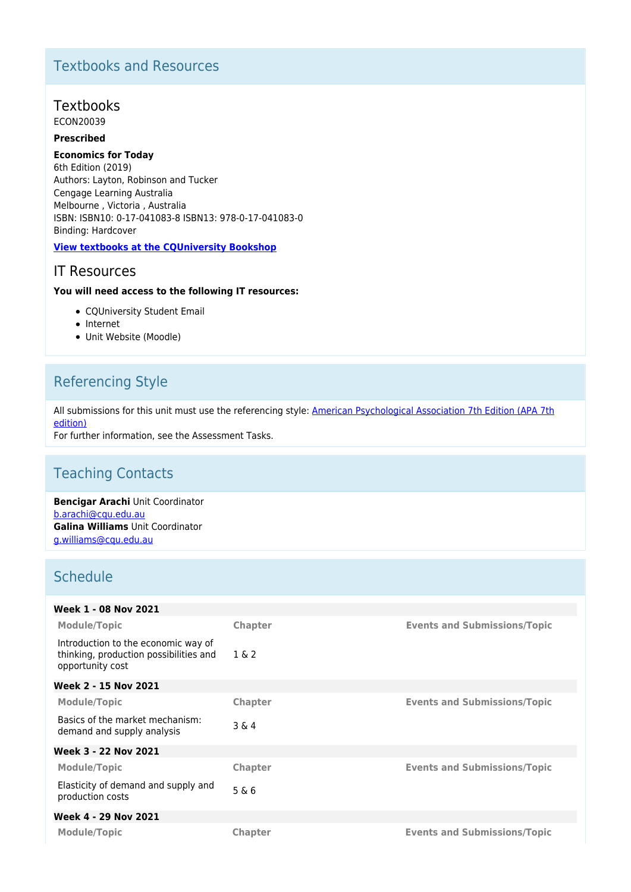## Textbooks and Resources

### Textbooks

ECON20039

**Prescribed**

**Economics for Today**
6th Edition (2019)
Authors: Layton, Robinson and Tucker
Cengage Learning Australia
Melbourne , Victoria , Australia
ISBN: ISBN10: 0-17-041083-8 ISBN13: 978-0-17-041083-0
Binding: Hardcover

**View textbooks at the CQUniversity Bookshop**

### IT Resources

**You will need access to the following IT resources:**

- CQUniversity Student Email
- Internet
- Unit Website (Moodle)

## Referencing Style

All submissions for this unit must use the referencing style: American Psychological Association 7th Edition (APA 7th edition)
For further information, see the Assessment Tasks.

## Teaching Contacts

**Bencigar Arachi** Unit Coordinator
b.arachi@cqu.edu.au
**Galina Williams** Unit Coordinator
g.williams@cqu.edu.au

## Schedule

**Week 1 - 08 Nov 2021**

| Module/Topic | Chapter | Events and Submissions/Topic |
|---|---|---|
| Introduction to the economic way of thinking, production possibilities and opportunity cost | 1 & 2 | |

**Week 2 - 15 Nov 2021**

| Module/Topic | Chapter | Events and Submissions/Topic |
|---|---|---|
| Basics of the market mechanism: demand and supply analysis | 3 & 4 | |

**Week 3 - 22 Nov 2021**

| Module/Topic | Chapter | Events and Submissions/Topic |
|---|---|---|
| Elasticity of demand and supply and production costs | 5 & 6 | |

**Week 4 - 29 Nov 2021**

| Module/Topic | Chapter | Events and Submissions/Topic |
|---|---|---|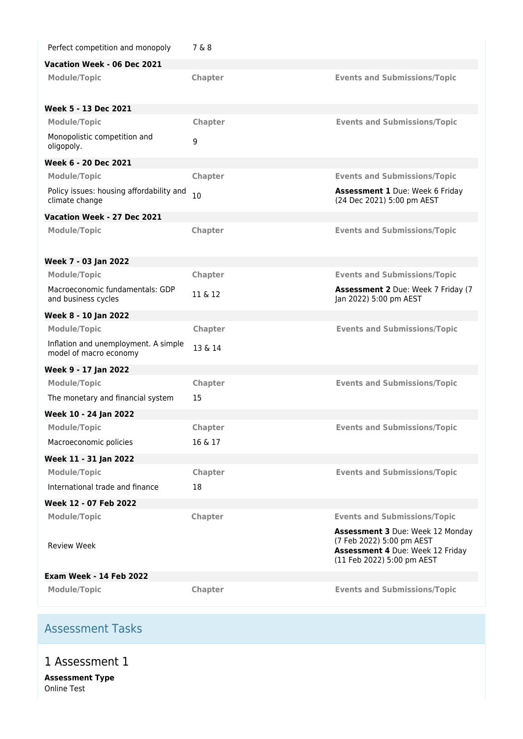| Module/Topic | Chapter | Events and Submissions/Topic |
|---|---|---|
| Perfect competition and monopoly | 7 & 8 | |

**Vacation Week - 06 Dec 2021**

| Module/Topic | Chapter | Events and Submissions/Topic |
|---|---|---|
| | | |

**Week 5 - 13 Dec 2021**

| Module/Topic | Chapter | Events and Submissions/Topic |
|---|---|---|
| Monopolistic competition and oligopoly. | 9 | |

**Week 6 - 20 Dec 2021**

| Module/Topic | Chapter | Events and Submissions/Topic |
|---|---|---|
| Policy issues: housing affordability and climate change | 10 | **Assessment 1** Due: Week 6 Friday (24 Dec 2021) 5:00 pm AEST |

**Vacation Week - 27 Dec 2021**

| Module/Topic | Chapter | Events and Submissions/Topic |
|---|---|---|
| | | |

**Week 7 - 03 Jan 2022**

| Module/Topic | Chapter | Events and Submissions/Topic |
|---|---|---|
| Macroeconomic fundamentals: GDP and business cycles | 11 & 12 | **Assessment 2** Due: Week 7 Friday (7 Jan 2022) 5:00 pm AEST |

**Week 8 - 10 Jan 2022**

| Module/Topic | Chapter | Events and Submissions/Topic |
|---|---|---|
| Inflation and unemployment. A simple model of macro economy | 13 & 14 | |

**Week 9 - 17 Jan 2022**

| Module/Topic | Chapter | Events and Submissions/Topic |
|---|---|---|
| The monetary and financial system | 15 | |

**Week 10 - 24 Jan 2022**

| Module/Topic | Chapter | Events and Submissions/Topic |
|---|---|---|
| Macroeconomic policies | 16 & 17 | |

**Week 11 - 31 Jan 2022**

| Module/Topic | Chapter | Events and Submissions/Topic |
|---|---|---|
| International trade and finance | 18 | |

**Week 12 - 07 Feb 2022**

| Module/Topic | Chapter | Events and Submissions/Topic |
|---|---|---|
| Review Week | | **Assessment 3** Due: Week 12 Monday (7 Feb 2022) 5:00 pm AEST **Assessment 4** Due: Week 12 Friday (11 Feb 2022) 5:00 pm AEST |

**Exam Week - 14 Feb 2022**

| Module/Topic | Chapter | Events and Submissions/Topic |
|---|---|---|
| | | |

## Assessment Tasks

### 1 Assessment 1

**Assessment Type**
Online Test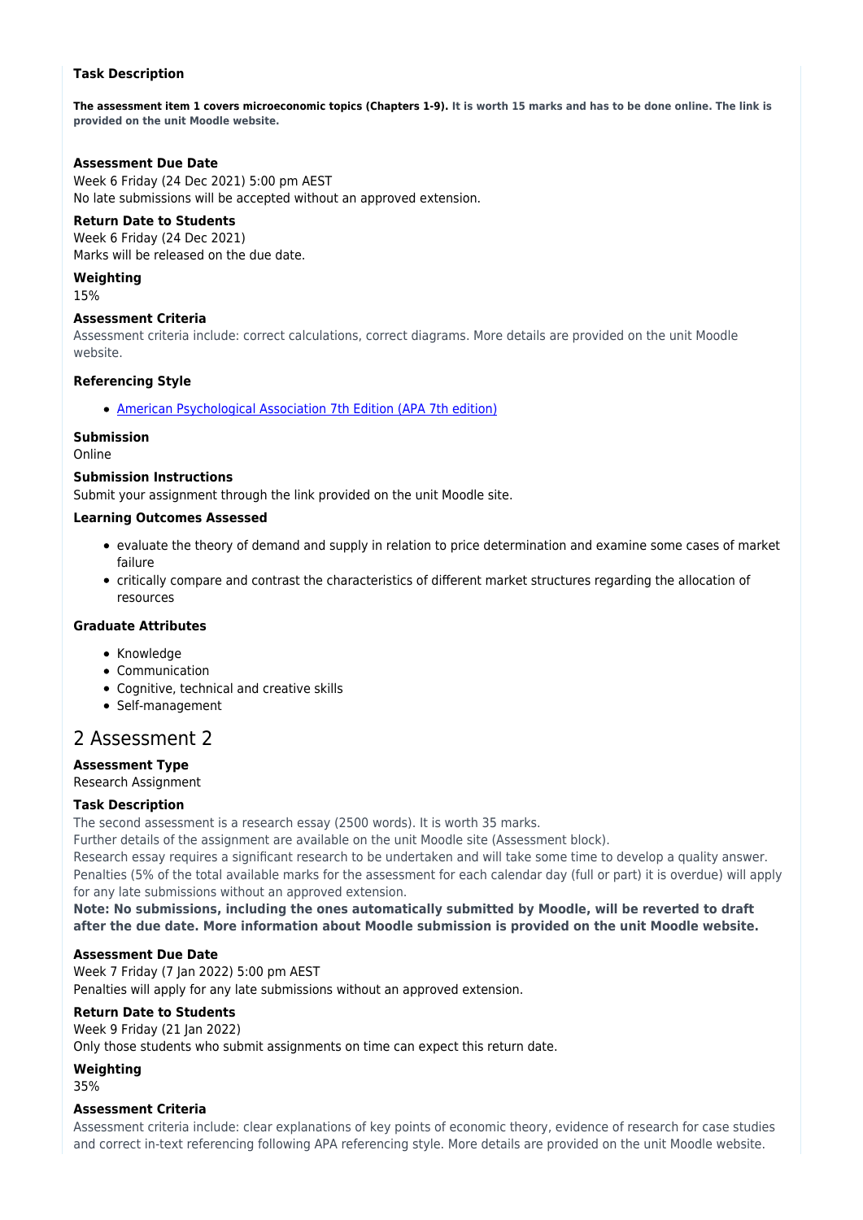**Task Description**

**The assessment item 1 covers microeconomic topics (Chapters 1-9). It is worth 15 marks and has to be done online. The link is provided on the unit Moodle website.**

**Assessment Due Date**

Week 6 Friday (24 Dec 2021) 5:00 pm AEST

No late submissions will be accepted without an approved extension.

**Return Date to Students**

Week 6 Friday (24 Dec 2021)

Marks will be released on the due date.

**Weighting**

15%

**Assessment Criteria**

Assessment criteria include: correct calculations, correct diagrams. More details are provided on the unit Moodle website.

**Referencing Style**

- American Psychological Association 7th Edition (APA 7th edition)

**Submission**

Online

**Submission Instructions**

Submit your assignment through the link provided on the unit Moodle site.

**Learning Outcomes Assessed**

- evaluate the theory of demand and supply in relation to price determination and examine some cases of market failure
- critically compare and contrast the characteristics of different market structures regarding the allocation of resources

**Graduate Attributes**

- Knowledge
- Communication
- Cognitive, technical and creative skills
- Self-management

## 2 Assessment 2

**Assessment Type**

Research Assignment

**Task Description**

The second assessment is a research essay (2500 words). It is worth 35 marks.

Further details of the assignment are available on the unit Moodle site (Assessment block).

Research essay requires a significant research to be undertaken and will take some time to develop a quality answer.

Penalties (5% of the total available marks for the assessment for each calendar day (full or part) it is overdue) will apply for any late submissions without an approved extension.

**Note: No submissions, including the ones automatically submitted by Moodle, will be reverted to draft after the due date. More information about Moodle submission is provided on the unit Moodle website.**

**Assessment Due Date**

Week 7 Friday (7 Jan 2022) 5:00 pm AEST

Penalties will apply for any late submissions without an approved extension.

**Return Date to Students**

Week 9 Friday (21 Jan 2022)

Only those students who submit assignments on time can expect this return date.

**Weighting**

35%

**Assessment Criteria**

Assessment criteria include: clear explanations of key points of economic theory, evidence of research for case studies and correct in-text referencing following APA referencing style. More details are provided on the unit Moodle website.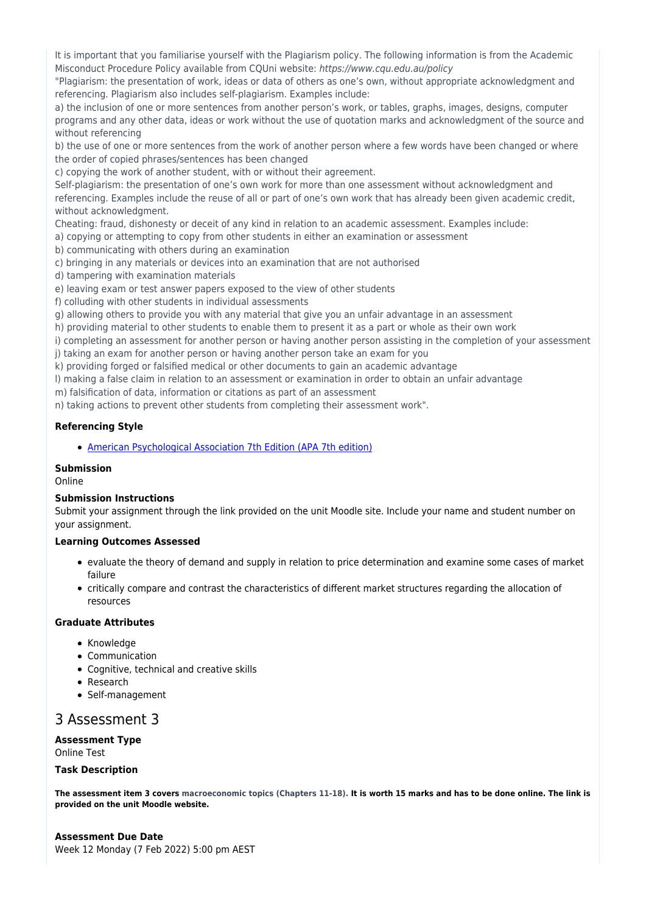It is important that you familiarise yourself with the Plagiarism policy. The following information is from the Academic Misconduct Procedure Policy available from CQUni website: *https://www.cqu.edu.au/policy*

"Plagiarism: the presentation of work, ideas or data of others as one's own, without appropriate acknowledgment and referencing. Plagiarism also includes self-plagiarism. Examples include:

a) the inclusion of one or more sentences from another person's work, or tables, graphs, images, designs, computer programs and any other data, ideas or work without the use of quotation marks and acknowledgment of the source and without referencing

b) the use of one or more sentences from the work of another person where a few words have been changed or where the order of copied phrases/sentences has been changed

c) copying the work of another student, with or without their agreement.

Self-plagiarism: the presentation of one's own work for more than one assessment without acknowledgment and referencing. Examples include the reuse of all or part of one's own work that has already been given academic credit, without acknowledgment.

Cheating: fraud, dishonesty or deceit of any kind in relation to an academic assessment. Examples include:

a) copying or attempting to copy from other students in either an examination or assessment

b) communicating with others during an examination

c) bringing in any materials or devices into an examination that are not authorised

d) tampering with examination materials

e) leaving exam or test answer papers exposed to the view of other students

f) colluding with other students in individual assessments

g) allowing others to provide you with any material that give you an unfair advantage in an assessment

h) providing material to other students to enable them to present it as a part or whole as their own work

i) completing an assessment for another person or having another person assisting in the completion of your assessment

j) taking an exam for another person or having another person take an exam for you

k) providing forged or falsified medical or other documents to gain an academic advantage

l) making a false claim in relation to an assessment or examination in order to obtain an unfair advantage

m) falsification of data, information or citations as part of an assessment

n) taking actions to prevent other students from completing their assessment work".

**Referencing Style**

- American Psychological Association 7th Edition (APA 7th edition)

**Submission**

Online

**Submission Instructions**

Submit your assignment through the link provided on the unit Moodle site. Include your name and student number on your assignment.

**Learning Outcomes Assessed**

- evaluate the theory of demand and supply in relation to price determination and examine some cases of market failure
- critically compare and contrast the characteristics of different market structures regarding the allocation of resources

**Graduate Attributes**

- Knowledge
- Communication
- Cognitive, technical and creative skills
- Research
- Self-management

## 3 Assessment 3

**Assessment Type**

Online Test

**Task Description**

**The assessment item 3 covers macroeconomic topics (Chapters 11-18). It is worth 15 marks and has to be done online. The link is provided on the unit Moodle website.**

**Assessment Due Date**

Week 12 Monday (7 Feb 2022) 5:00 pm AEST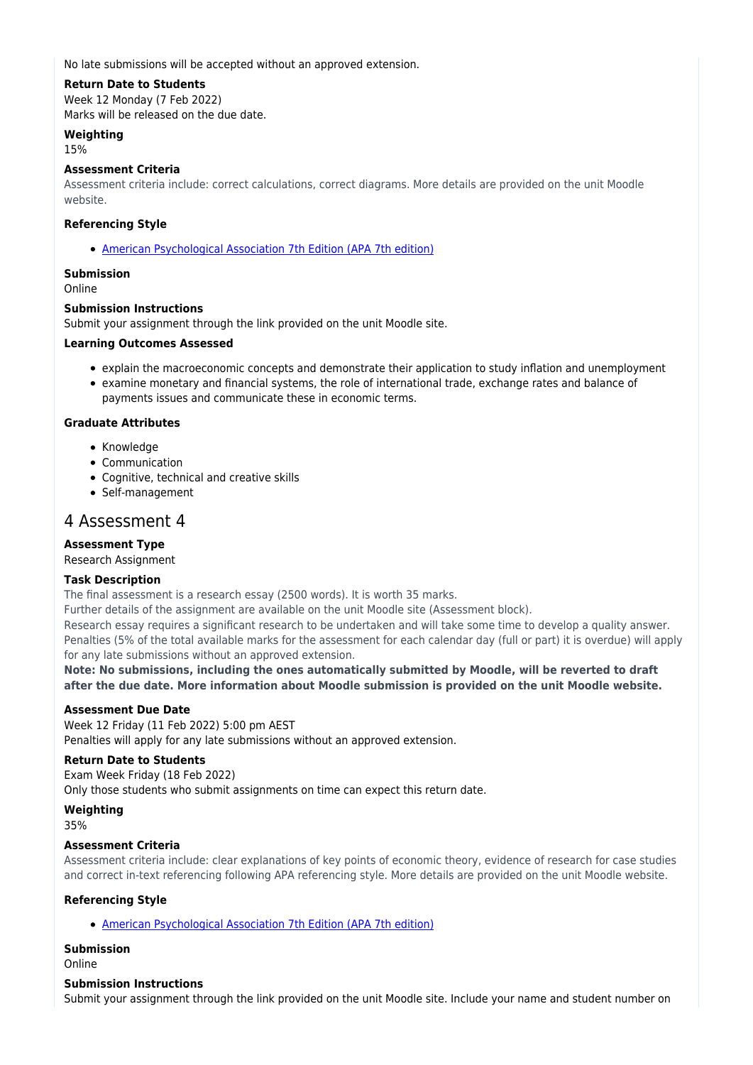No late submissions will be accepted without an approved extension.

**Return Date to Students**

Week 12 Monday (7 Feb 2022)

Marks will be released on the due date.

**Weighting**

15%

**Assessment Criteria**

Assessment criteria include: correct calculations, correct diagrams. More details are provided on the unit Moodle website.

**Referencing Style**

- American Psychological Association 7th Edition (APA 7th edition)

**Submission**

Online

**Submission Instructions**

Submit your assignment through the link provided on the unit Moodle site.

**Learning Outcomes Assessed**

- explain the macroeconomic concepts and demonstrate their application to study inflation and unemployment
- examine monetary and financial systems, the role of international trade, exchange rates and balance of payments issues and communicate these in economic terms.

**Graduate Attributes**

- Knowledge
- Communication
- Cognitive, technical and creative skills
- Self-management

## 4 Assessment 4

**Assessment Type**

Research Assignment

**Task Description**

The final assessment is a research essay (2500 words). It is worth 35 marks.

Further details of the assignment are available on the unit Moodle site (Assessment block).

Research essay requires a significant research to be undertaken and will take some time to develop a quality answer. Penalties (5% of the total available marks for the assessment for each calendar day (full or part) it is overdue) will apply for any late submissions without an approved extension.

**Note: No submissions, including the ones automatically submitted by Moodle, will be reverted to draft after the due date. More information about Moodle submission is provided on the unit Moodle website.**

**Assessment Due Date**

Week 12 Friday (11 Feb 2022) 5:00 pm AEST

Penalties will apply for any late submissions without an approved extension.

**Return Date to Students**

Exam Week Friday (18 Feb 2022)

Only those students who submit assignments on time can expect this return date.

**Weighting**

35%

**Assessment Criteria**

Assessment criteria include: clear explanations of key points of economic theory, evidence of research for case studies and correct in-text referencing following APA referencing style. More details are provided on the unit Moodle website.

**Referencing Style**

- American Psychological Association 7th Edition (APA 7th edition)

**Submission**

Online

**Submission Instructions**

Submit your assignment through the link provided on the unit Moodle site. Include your name and student number on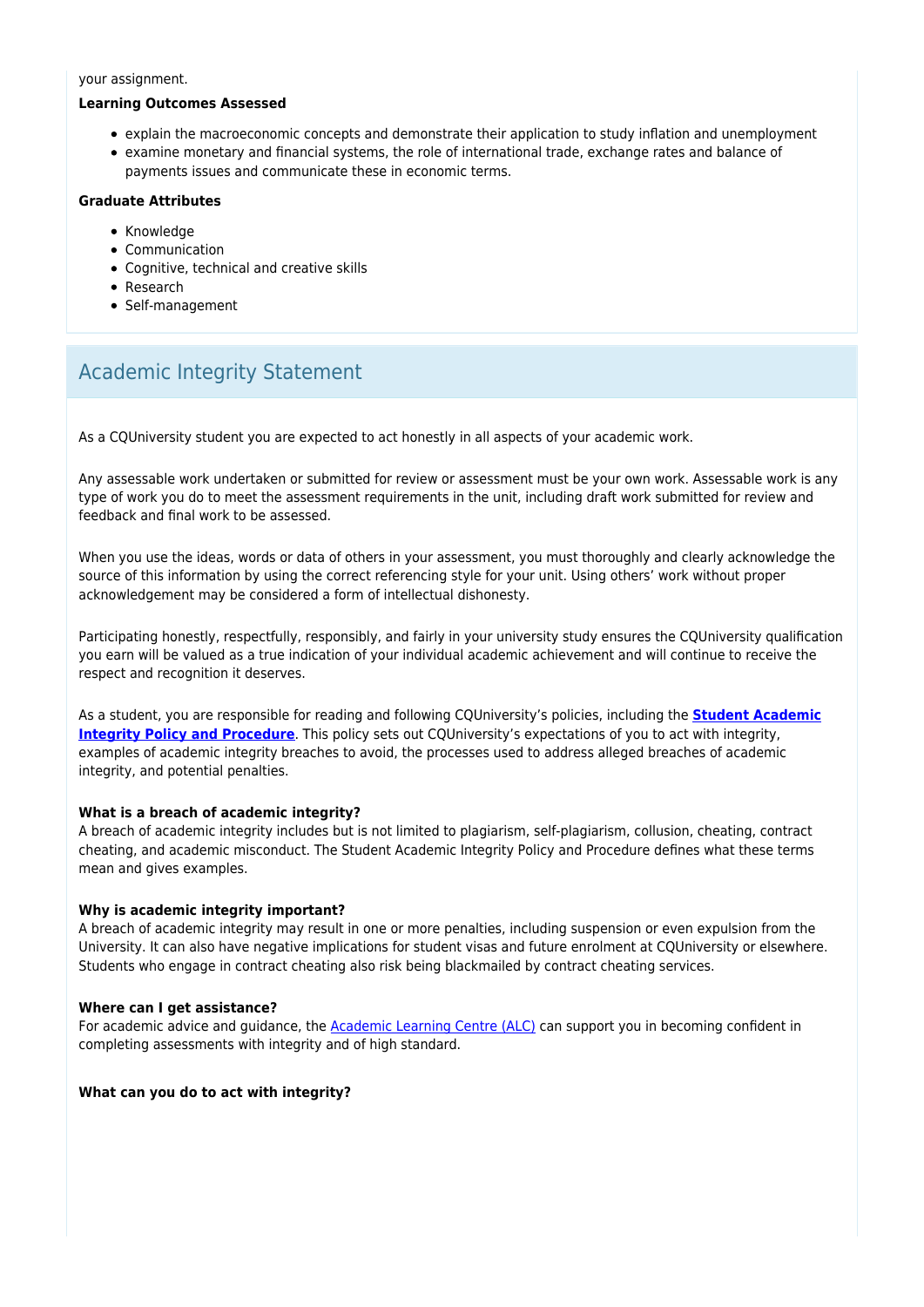your assignment.

**Learning Outcomes Assessed**

- explain the macroeconomic concepts and demonstrate their application to study inflation and unemployment
- examine monetary and financial systems, the role of international trade, exchange rates and balance of payments issues and communicate these in economic terms.

**Graduate Attributes**

- Knowledge
- Communication
- Cognitive, technical and creative skills
- Research
- Self-management

## Academic Integrity Statement

As a CQUniversity student you are expected to act honestly in all aspects of your academic work.

Any assessable work undertaken or submitted for review or assessment must be your own work. Assessable work is any type of work you do to meet the assessment requirements in the unit, including draft work submitted for review and feedback and final work to be assessed.

When you use the ideas, words or data of others in your assessment, you must thoroughly and clearly acknowledge the source of this information by using the correct referencing style for your unit. Using others' work without proper acknowledgement may be considered a form of intellectual dishonesty.

Participating honestly, respectfully, responsibly, and fairly in your university study ensures the CQUniversity qualification you earn will be valued as a true indication of your individual academic achievement and will continue to receive the respect and recognition it deserves.

As a student, you are responsible for reading and following CQUniversity's policies, including the **Student Academic Integrity Policy and Procedure**. This policy sets out CQUniversity's expectations of you to act with integrity, examples of academic integrity breaches to avoid, the processes used to address alleged breaches of academic integrity, and potential penalties.

**What is a breach of academic integrity?**
A breach of academic integrity includes but is not limited to plagiarism, self-plagiarism, collusion, cheating, contract cheating, and academic misconduct. The Student Academic Integrity Policy and Procedure defines what these terms mean and gives examples.

**Why is academic integrity important?**
A breach of academic integrity may result in one or more penalties, including suspension or even expulsion from the University. It can also have negative implications for student visas and future enrolment at CQUniversity or elsewhere. Students who engage in contract cheating also risk being blackmailed by contract cheating services.

**Where can I get assistance?**
For academic advice and guidance, the Academic Learning Centre (ALC) can support you in becoming confident in completing assessments with integrity and of high standard.

**What can you do to act with integrity?**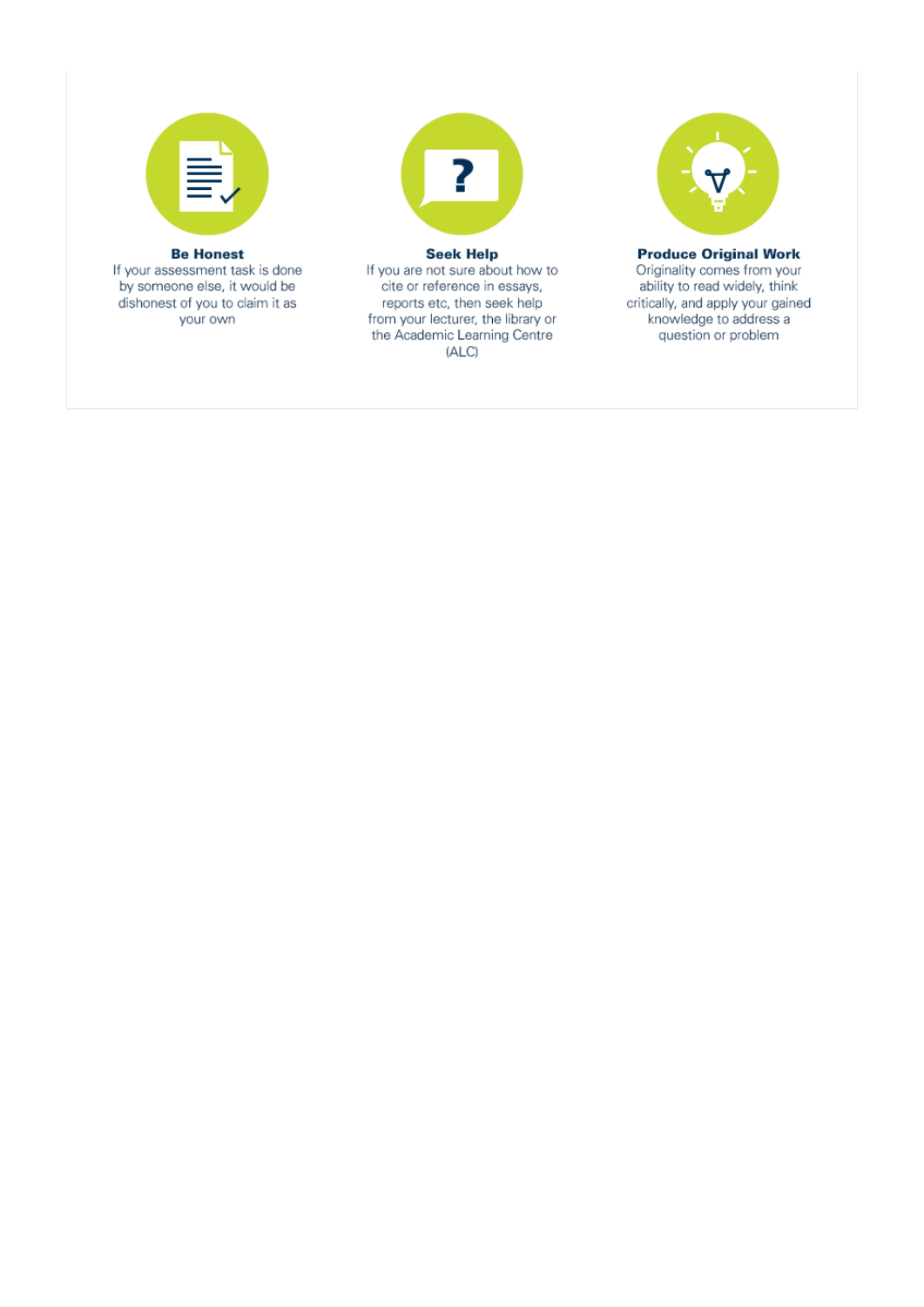**Be Honest**
If your assessment task is done by someone else, it would be dishonest of you to claim it as your own

**Seek Help**
If you are not sure about how to cite or reference in essays, reports etc, then seek help from your lecturer, the library or the Academic Learning Centre (ALC)

**Produce Original Work**
Originality comes from your ability to read widely, think critically, and apply your gained knowledge to address a question or problem